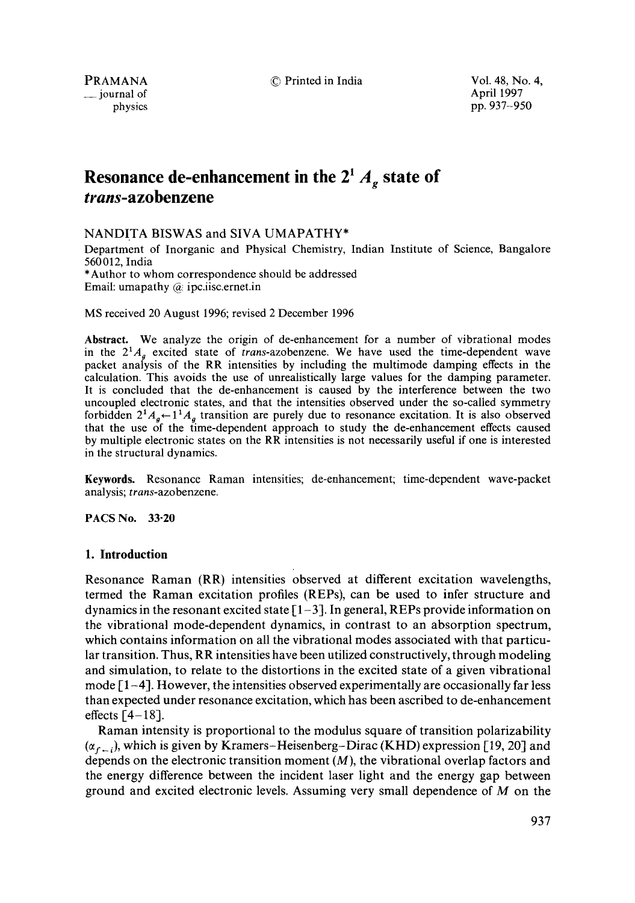# Resonance de-enhancement in the $2^1 A_g$ state of *trans*-azobenzene

NANDITA BISWAS and SIVA UMAPATHY*

Department of Inorganic and Physical Chemistry, Indian Institute of Science, Bangalore 560012, India

*Author to whom correspondence should be addressed

Email: umapathy @ ipc.iisc.ernet.in

MS received 20 August 1996; revised 2 December 1996

**Abstract.** We analyze the origin of de-enhancement for a number of vibrational modes in the $2^1A_g$ excited state of *trans*-azobenzene. We have used the time-dependent wave packet analysis of the RR intensities by including the multimode damping effects in the calculation. This avoids the use of unrealistically large values for the damping parameter. It is concluded that the de-enhancement is caused by the interference between the two uncoupled electronic states, and that the intensities observed under the so-called symmetry forbidden $2^1A_g \leftarrow 1^1A_g$ transition are purely due to resonance excitation. It is also observed that the use of the time-dependent approach to study the de-enhancement effects caused by multiple electronic states on the RR intensities is not necessarily useful if one is interested in the structural dynamics.

**Keywords.** Resonance Raman intensities; de-enhancement; time-dependent wave-packet analysis; *trans*-azobenzene.

**PACS No.** 33·20

## 1. Introduction

Resonance Raman (RR) intensities observed at different excitation wavelengths, termed the Raman excitation profiles (REPs), can be used to infer structure and dynamics in the resonant excited state [1–3]. In general, REPs provide information on the vibrational mode-dependent dynamics, in contrast to an absorption spectrum, which contains information on all the vibrational modes associated with that particular transition. Thus, RR intensities have been utilized constructively, through modeling and simulation, to relate to the distortions in the excited state of a given vibrational mode [1–4]. However, the intensities observed experimentally are occasionally far less than expected under resonance excitation, which has been ascribed to de-enhancement effects [4–18].

Raman intensity is proportional to the modulus square of transition polarizability ($\alpha_{f \leftarrow i}$), which is given by Kramers–Heisenberg–Dirac (KHD) expression [19, 20] and depends on the electronic transition moment ($M$), the vibrational overlap factors and the energy difference between the incident laser light and the energy gap between ground and excited electronic levels. Assuming very small dependence of $M$ on the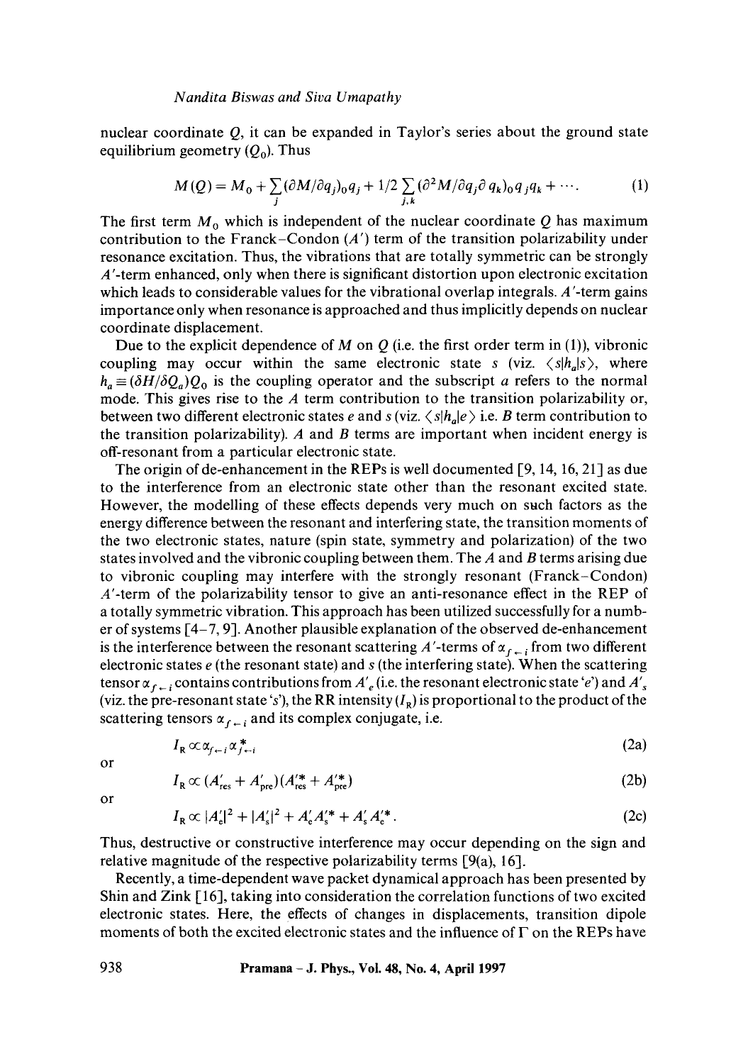nuclear coordinate $Q$, it can be expanded in Taylor's series about the ground state equilibrium geometry ($Q_0$). Thus

$$M(Q) = M_0 + \sum_j (\partial M/\partial q_j)_0 q_j + 1/2 \sum_{j,k} (\partial^2 M/\partial q_j \partial q_k)_0 q_j q_k + \cdots. \tag{1}$$

The first term $M_0$ which is independent of the nuclear coordinate $Q$ has maximum contribution to the Franck–Condon ($A'$) term of the transition polarizability under resonance excitation. Thus, the vibrations that are totally symmetric can be strongly $A'$-term enhanced, only when there is significant distortion upon electronic excitation which leads to considerable values for the vibrational overlap integrals. $A'$-term gains importance only when resonance is approached and thus implicitly depends on nuclear coordinate displacement.

Due to the explicit dependence of $M$ on $Q$ (i.e. the first order term in (1)), vibronic coupling may occur within the same electronic state $s$ (viz. $\langle s|h_a|s\rangle$, where $h_a \equiv (\delta H/\delta Q_a)Q_0$ is the coupling operator and the subscript $a$ refers to the normal mode. This gives rise to the $A$ term contribution to the transition polarizability or, between two different electronic states $e$ and $s$ (viz. $\langle s|h_a|e\rangle$ i.e. $B$ term contribution to the transition polarizability). $A$ and $B$ terms are important when incident energy is off-resonant from a particular electronic state.

The origin of de-enhancement in the REPs is well documented [9, 14, 16, 21] as due to the interference from an electronic state other than the resonant excited state. However, the modelling of these effects depends very much on such factors as the energy difference between the resonant and interfering state, the transition moments of the two electronic states, nature (spin state, symmetry and polarization) of the two states involved and the vibronic coupling between them. The $A$ and $B$ terms arising due to vibronic coupling may interfere with the strongly resonant (Franck–Condon) $A'$-term of the polarizability tensor to give an anti-resonance effect in the REP of a totally symmetric vibration. This approach has been utilized successfully for a number of systems [4–7, 9]. Another plausible explanation of the observed de-enhancement is the interference between the resonant scattering $A'$-terms of $\alpha_{f\leftarrow i}$ from two different electronic states $e$ (the resonant state) and $s$ (the interfering state). When the scattering tensor $\alpha_{f\leftarrow i}$ contains contributions from $A'_e$ (i.e. the resonant electronic state '$e$') and $A'_s$ (viz. the pre-resonant state '$s$'), the RR intensity ($I_R$) is proportional to the product of the scattering tensors $\alpha_{f\leftarrow i}$ and its complex conjugate, i.e.

$$I_R \propto \alpha_{f\leftarrow i}\alpha^*_{f\leftarrow i} \tag{2a}$$

or

$$I_R \propto (A'_{res} + A'_{pre})(A'^*_{res} + A'^*_{pre}) \tag{2b}$$

or

$$I_R \propto |A'_e|^2 + |A'_s|^2 + A'_e A'^*_s + A'_s A'^*_e. \tag{2c}$$

Thus, destructive or constructive interference may occur depending on the sign and relative magnitude of the respective polarizability terms [9(a), 16].

Recently, a time-dependent wave packet dynamical approach has been presented by Shin and Zink [16], taking into consideration the correlation functions of two excited electronic states. Here, the effects of changes in displacements, transition dipole moments of both the excited electronic states and the influence of $\Gamma$ on the REPs have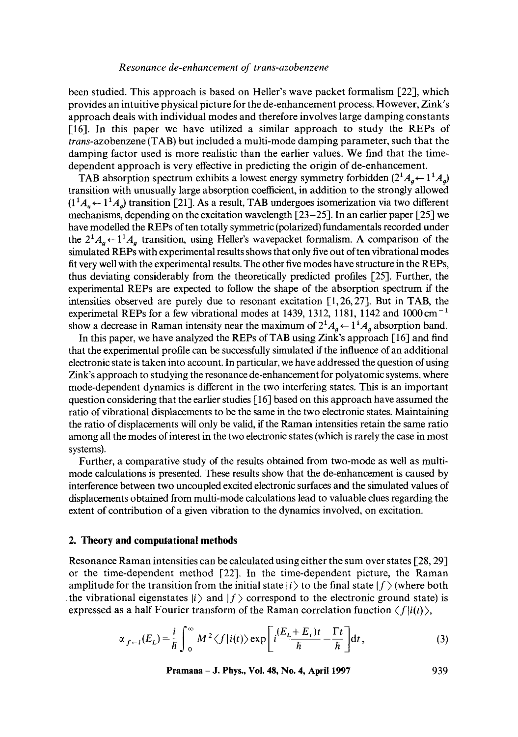been studied. This approach is based on Heller's wave packet formalism [22], which provides an intuitive physical picture for the de-enhancement process. However, Zink's approach deals with individual modes and therefore involves large damping constants [16]. In this paper we have utilized a similar approach to study the REPs of *trans*-azobenzene (TAB) but included a multi-mode damping parameter, such that the damping factor used is more realistic than the earlier values. We find that the time-dependent approach is very effective in predicting the origin of de-enhancement.

TAB absorption spectrum exhibits a lowest energy symmetry forbidden ($2^1A_g \leftarrow 1^1A_g$) transition with unusually large absorption coefficient, in addition to the strongly allowed ($1^1A_u \leftarrow 1^1A_g$) transition [21]. As a result, TAB undergoes isomerization via two different mechanisms, depending on the excitation wavelength [23–25]. In an earlier paper [25] we have modelled the REPs of ten totally symmetric (polarized) fundamentals recorded under the $2^1A_g \leftarrow 1^1A_g$ transition, using Heller's wavepacket formalism. A comparison of the simulated REPs with experimental results shows that only five out of ten vibrational modes fit very well with the experimental results. The other five modes have structure in the REPs, thus deviating considerably from the theoretically predicted profiles [25]. Further, the experimental REPs are expected to follow the shape of the absorption spectrum if the intensities observed are purely due to resonant excitation [1, 26, 27]. But in TAB, the experimetal REPs for a few vibrational modes at 1439, 1312, 1181, 1142 and 1000 $\text{cm}^{-1}$ show a decrease in Raman intensity near the maximum of $2^1A_g \leftarrow 1^1A_g$ absorption band.

In this paper, we have analyzed the REPs of TAB using Zink's approach [16] and find that the experimental profile can be successfully simulated if the influence of an additional electronic state is taken into account. In particular, we have addressed the question of using Zink's approach to studying the resonance de-enhancement for polyatomic systems, where mode-dependent dynamics is different in the two interfering states. This is an important question considering that the earlier studies [16] based on this approach have assumed the ratio of vibrational displacements to be the same in the two electronic states. Maintaining the ratio of displacements will only be valid, if the Raman intensities retain the same ratio among all the modes of interest in the two electronic states (which is rarely the case in most systems).

Further, a comparative study of the results obtained from two-mode as well as multi-mode calculations is presented. These results show that the de-enhancement is caused by interference between two uncoupled excited electronic surfaces and the simulated values of displacements obtained from multi-mode calculations lead to valuable clues regarding the extent of contribution of a given vibration to the dynamics involved, on excitation.

## 2. Theory and computational methods

Resonance Raman intensities can be calculated using either the sum over states [28, 29] or the time-dependent method [22]. In the time-dependent picture, the Raman amplitude for the transition from the initial state $|i\rangle$ to the final state $|f\rangle$ (where both the vibrational eigenstates $|i\rangle$ and $|f\rangle$ correspond to the electronic ground state) is expressed as a half Fourier transform of the Raman correlation function $\langle f|i(t)\rangle$,

$$\alpha_{f \leftarrow i}(E_L) = \frac{i}{\hbar} \int_0^\infty M^2 \langle f|i(t)\rangle \exp\left[ i\frac{(E_L + E_i)t}{\hbar} - \frac{\Gamma t}{\hbar} \right] \mathrm{d}t, \tag{3}$$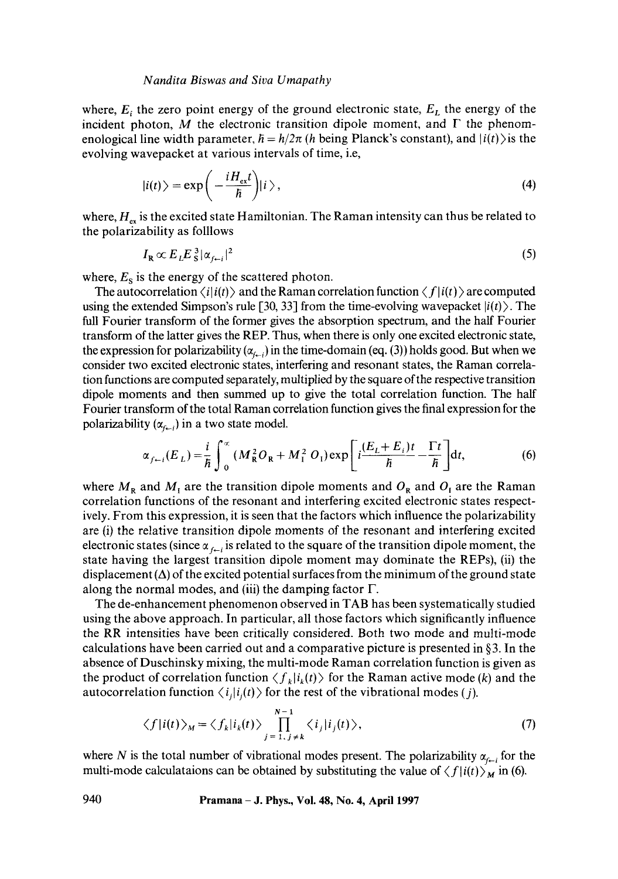where, $E_i$ the zero point energy of the ground electronic state, $E_L$ the energy of the incident photon, $M$ the electronic transition dipole moment, and $\Gamma$ the phenomenological line width parameter, $\hbar = h/2\pi$ ($h$ being Planck's constant), and $|i(t)\rangle$ is the evolving wavepacket at various intervals of time, i.e,

$$|i(t)\rangle = \exp\left(-\frac{iH_{ex}t}{\hbar}\right)|i\rangle, \tag{4}$$

where, $H_{ex}$ is the excited state Hamiltonian. The Raman intensity can thus be related to the polarizability as folllows

$$I_R \propto E_L E_S^3 |\alpha_{f\leftarrow i}|^2 \tag{5}$$

where, $E_S$ is the energy of the scattered photon.

The autocorrelation $\langle i|i(t)\rangle$ and the Raman correlation function $\langle f|i(t)\rangle$ are computed using the extended Simpson's rule [30, 33] from the time-evolving wavepacket $|i(t)\rangle$. The full Fourier transform of the former gives the absorption spectrum, and the half Fourier transform of the latter gives the REP. Thus, when there is only one excited electronic state, the expression for polarizability ($\alpha_{f\leftarrow i}$) in the time-domain (eq. (3)) holds good. But when we consider two excited electronic states, interfering and resonant states, the Raman correlation functions are computed separately, multiplied by the square of the respective transition dipole moments and then summed up to give the total correlation function. The half Fourier transform of the total Raman correlation function gives the final expression for the polarizability ($\alpha_{f\leftarrow i}$) in a two state model.

$$\alpha_{f\leftarrow i}(E_L) = \frac{i}{\hbar}\int_0^{\infty} (M_R^2 O_R + M_I^2 O_I)\exp\left[i\frac{(E_L + E_i)t}{\hbar} - \frac{\Gamma t}{\hbar}\right]dt, \tag{6}$$

where $M_R$ and $M_I$ are the transition dipole moments and $O_R$ and $O_I$ are the Raman correlation functions of the resonant and interfering excited electronic states respectively. From this expression, it is seen that the factors which influence the polarizability are (i) the relative transition dipole moments of the resonant and interfering excited electronic states (since $\alpha_{f\leftarrow i}$ is related to the square of the transition dipole moment, the state having the largest transition dipole moment may dominate the REPs), (ii) the displacement ($\Delta$) of the excited potential surfaces from the minimum of the ground state along the normal modes, and (iii) the damping factor $\Gamma$.

The de-enhancement phenomenon observed in TAB has been systematically studied using the above approach. In particular, all those factors which significantly influence the RR intensities have been critically considered. Both two mode and multi-mode calculations have been carried out and a comparative picture is presented in §3. In the absence of Duschinsky mixing, the multi-mode Raman correlation function is given as the product of correlation function $\langle f_k|i_k(t)\rangle$ for the Raman active mode ($k$) and the autocorrelation function $\langle i_j|i_j(t)\rangle$ for the rest of the vibrational modes ($j$).

$$\langle f|i(t)\rangle_M = \langle f_k|i_k(t)\rangle \prod_{j=1,j\neq k}^{N-1} \langle i_j|i_j(t)\rangle, \tag{7}$$

where $N$ is the total number of vibrational modes present. The polarizability $\alpha_{f\leftarrow i}$ for the multi-mode calculataions can be obtained by substituting the value of $\langle f|i(t)\rangle_M$ in (6).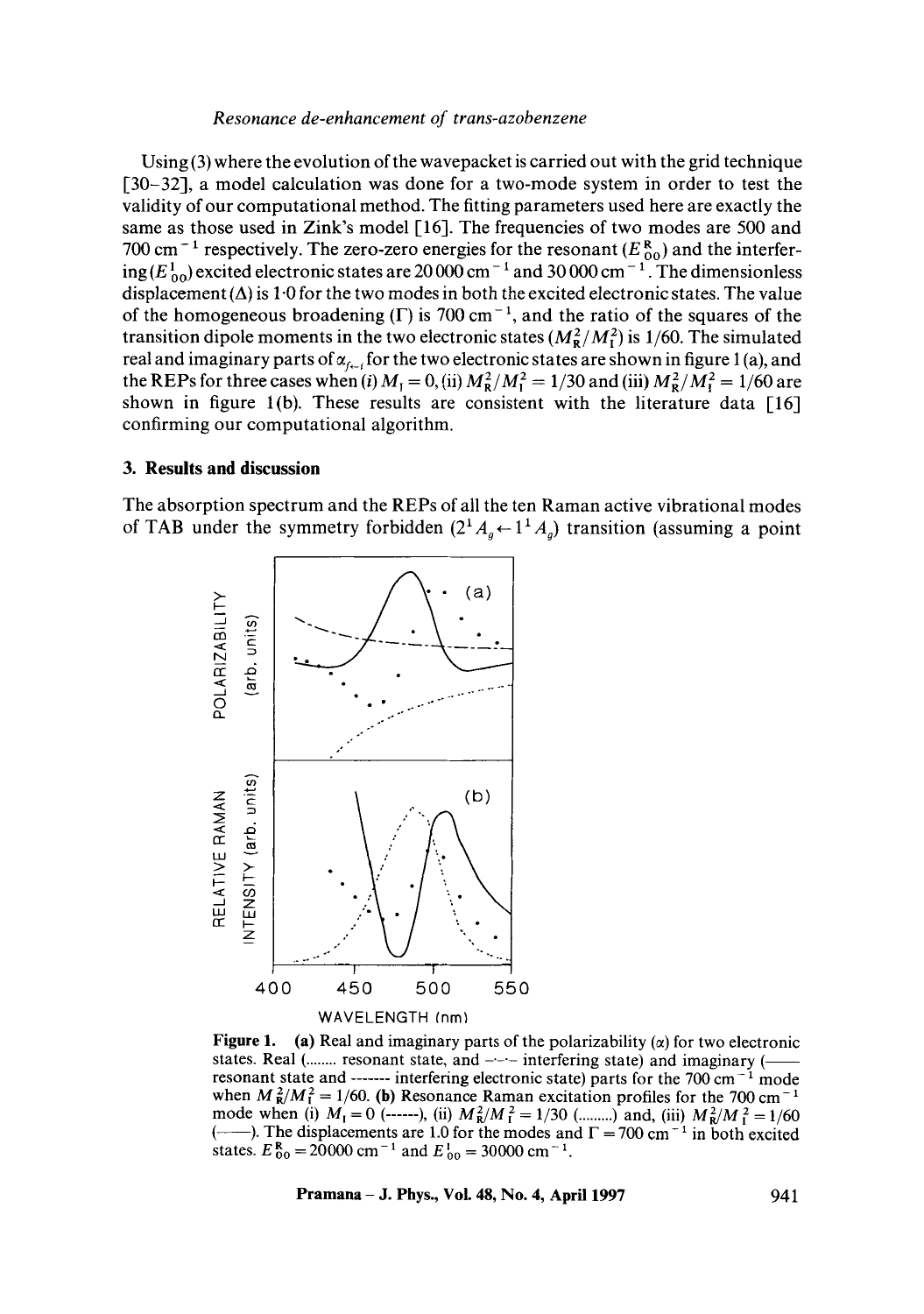Using (3) where the evolution of the wavepacket is carried out with the grid technique [30–32], a model calculation was done for a two-mode system in order to test the validity of our computational method. The fitting parameters used here are exactly the same as those used in Zink's model [16]. The frequencies of two modes are 500 and 700 $\text{cm}^{-1}$ respectively. The zero-zero energies for the resonant ($E^{\text{R}}_{00}$) and the interfering ($E^{\text{I}}_{00}$) excited electronic states are 20 000 $\text{cm}^{-1}$ and 30 000 $\text{cm}^{-1}$. The dimensionless displacement ($\Delta$) is 1·0 for the two modes in both the excited electronic states. The value of the homogeneous broadening ($\Gamma$) is 700 $\text{cm}^{-1}$, and the ratio of the squares of the transition dipole moments in the two electronic states ($M^2_{\text{R}}/M^2_{\text{I}}$) is 1/60. The simulated real and imaginary parts of $\alpha_{f\leftarrow i}$ for the two electronic states are shown in figure 1 (a), and the REPs for three cases when (i) $M_{\text{I}} = 0$, (ii) $M^2_{\text{R}}/M^2_{\text{I}} = 1/30$ and (iii) $M^2_{\text{R}}/M^2_{\text{I}} = 1/60$ are shown in figure 1(b). These results are consistent with the literature data [16] confirming our computational algorithm.

## 3. Results and discussion

The absorption spectrum and the REPs of all the ten Raman active vibrational modes of TAB under the symmetry forbidden ($2^1A_g \leftarrow 1^1A_g$) transition (assuming a point

**Figure 1.** (a) Real and imaginary parts of the polarizability ($\alpha$) for two electronic states. Real (........ resonant state, and -·-·- interfering state) and imaginary (—— resonant state and ------- interfering electronic state) parts for the 700 $\text{cm}^{-1}$ mode when $M^2_{\text{R}}/M^2_{\text{I}} = 1/60$. (b) Resonance Raman excitation profiles for the 700 $\text{cm}^{-1}$ mode when (i) $M_{\text{I}} = 0$ (------), (ii) $M^2_{\text{R}}/M^2_{\text{I}} = 1/30$ (.........) and, (iii) $M^2_{\text{R}}/M^2_{\text{I}} = 1/60$ (——). The displacements are 1.0 for the modes and $\Gamma = 700$ $\text{cm}^{-1}$ in both excited states. $E^{\text{R}}_{00} = 20000$ $\text{cm}^{-1}$ and $E^{\text{I}}_{00} = 30000$ $\text{cm}^{-1}$.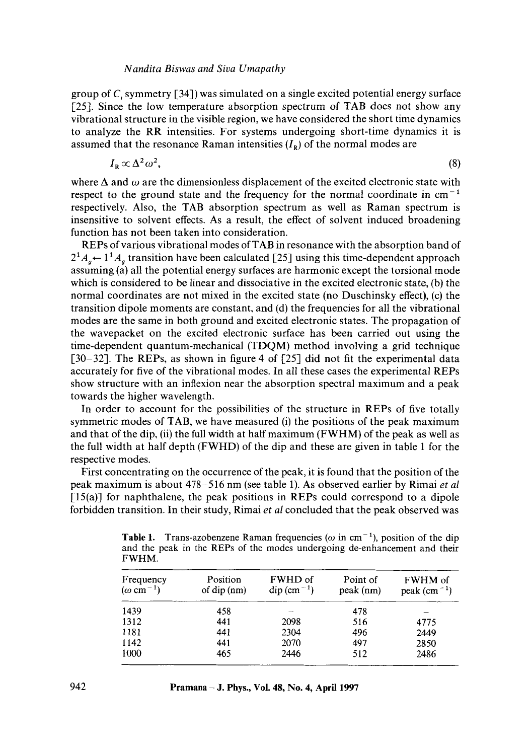group of $C_s$ symmetry [34]) was simulated on a single excited potential energy surface [25]. Since the low temperature absorption spectrum of TAB does not show any vibrational structure in the visible region, we have considered the short time dynamics to analyze the RR intensities. For systems undergoing short-time dynamics it is assumed that the resonance Raman intensities ($I_R$) of the normal modes are

$$I_R \propto \Delta^2 \omega^2, \tag{8}$$

where $\Delta$ and $\omega$ are the dimensionless displacement of the excited electronic state with respect to the ground state and the frequency for the normal coordinate in $cm^{-1}$ respectively. Also, the TAB absorption spectrum as well as Raman spectrum is insensitive to solvent effects. As a result, the effect of solvent induced broadening function has not been taken into consideration.

REPs of various vibrational modes of TAB in resonance with the absorption band of $2^1A_g \leftarrow 1^1A_g$ transition have been calculated [25] using this time-dependent approach assuming (a) all the potential energy surfaces are harmonic except the torsional mode which is considered to be linear and dissociative in the excited electronic state, (b) the normal coordinates are not mixed in the excited state (no Duschinsky effect), (c) the transition dipole moments are constant, and (d) the frequencies for all the vibrational modes are the same in both ground and excited electronic states. The propagation of the wavepacket on the excited electronic surface has been carried out using the time-dependent quantum-mechanical (TDQM) method involving a grid technique [30–32]. The REPs, as shown in figure 4 of [25] did not fit the experimental data accurately for five of the vibrational modes. In all these cases the experimental REPs show structure with an inflexion near the absorption spectral maximum and a peak towards the higher wavelength.

In order to account for the possibilities of the structure in REPs of five totally symmetric modes of TAB, we have measured (i) the positions of the peak maximum and that of the dip, (ii) the full width at half maximum (FWHM) of the peak as well as the full width at half depth (FWHD) of the dip and these are given in table 1 for the respective modes.

First concentrating on the occurrence of the peak, it is found that the position of the peak maximum is about 478–516 nm (see table 1). As observed earlier by Rimai *et al* [15(a)] for naphthalene, the peak positions in REPs could correspond to a dipole forbidden transition. In their study, Rimai *et al* concluded that the peak observed was

**Table 1.** Trans-azobenzene Raman frequencies ($\omega$ in $cm^{-1}$), position of the dip and the peak in the REPs of the modes undergoing de-enhancement and their FWHM.

| Frequency ($\omega$ $cm^{-1}$) | Position of dip (nm) | FWHD of dip ($cm^{-1}$) | Point of peak (nm) | FWHM of peak ($cm^{-1}$) |
|---|---|---|---|---|
| 1439 | 458 | – | 478 | – |
| 1312 | 441 | 2098 | 516 | 4775 |
| 1181 | 441 | 2304 | 496 | 2449 |
| 1142 | 441 | 2070 | 497 | 2850 |
| 1000 | 465 | 2446 | 512 | 2486 |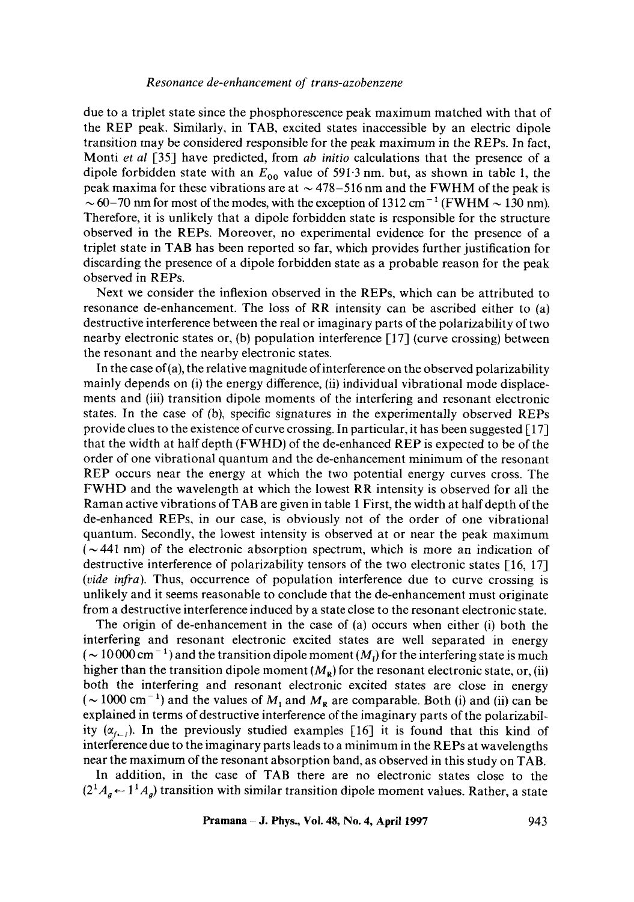due to a triplet state since the phosphorescence peak maximum matched with that of the REP peak. Similarly, in TAB, excited states inaccessible by an electric dipole transition may be considered responsible for the peak maximum in the REPs. In fact, Monti *et al* [35] have predicted, from *ab initio* calculations that the presence of a dipole forbidden state with an $E_{00}$ value of 591·3 nm. but, as shown in table 1, the peak maxima for these vibrations are at $\sim 478$–$516$ nm and the FWHM of the peak is $\sim 60$–$70$ nm for most of the modes, with the exception of 1312 $\mathrm{cm}^{-1}$ (FWHM $\sim 130$ nm). Therefore, it is unlikely that a dipole forbidden state is responsible for the structure observed in the REPs. Moreover, no experimental evidence for the presence of a triplet state in TAB has been reported so far, which provides further justification for discarding the presence of a dipole forbidden state as a probable reason for the peak observed in REPs.

Next we consider the inflexion observed in the REPs, which can be attributed to resonance de-enhancement. The loss of RR intensity can be ascribed either to (a) destructive interference between the real or imaginary parts of the polarizability of two nearby electronic states or, (b) population interference [17] (curve crossing) between the resonant and the nearby electronic states.

In the case of (a), the relative magnitude of interference on the observed polarizability mainly depends on (i) the energy difference, (ii) individual vibrational mode displacements and (iii) transition dipole moments of the interfering and resonant electronic states. In the case of (b), specific signatures in the experimentally observed REPs provide clues to the existence of curve crossing. In particular, it has been suggested [17] that the width at half depth (FWHD) of the de-enhanced REP is expected to be of the order of one vibrational quantum and the de-enhancement minimum of the resonant REP occurs near the energy at which the two potential energy curves cross. The FWHD and the wavelength at which the lowest RR intensity is observed for all the Raman active vibrations of TAB are given in table 1 First, the width at half depth of the de-enhanced REPs, in our case, is obviously not of the order of one vibrational quantum. Secondly, the lowest intensity is observed at or near the peak maximum ($\sim 441$ nm) of the electronic absorption spectrum, which is more an indication of destructive interference of polarizability tensors of the two electronic states [16, 17] (*vide infra*). Thus, occurrence of population interference due to curve crossing is unlikely and it seems reasonable to conclude that the de-enhancement must originate from a destructive interference induced by a state close to the resonant electronic state.

The origin of de-enhancement in the case of (a) occurs when either (i) both the interfering and resonant electronic excited states are well separated in energy ($\sim 10\,000\ \mathrm{cm}^{-1}$) and the transition dipole moment ($M_{\mathrm{I}}$) for the interfering state is much higher than the transition dipole moment ($M_{\mathrm{R}}$) for the resonant electronic state, or, (ii) both the interfering and resonant electronic excited states are close in energy ($\sim 1000\ \mathrm{cm}^{-1}$) and the values of $M_{\mathrm{I}}$ and $M_{\mathrm{R}}$ are comparable. Both (i) and (ii) can be explained in terms of destructive interference of the imaginary parts of the polarizability ($\alpha_{f\leftarrow i}$). In the previously studied examples [16] it is found that this kind of interference due to the imaginary parts leads to a minimum in the REPs at wavelengths near the maximum of the resonant absorption band, as observed in this study on TAB.

In addition, in the case of TAB there are no electronic states close to the $(2^1A_g \leftarrow 1^1A_g)$ transition with similar transition dipole moment values. Rather, a state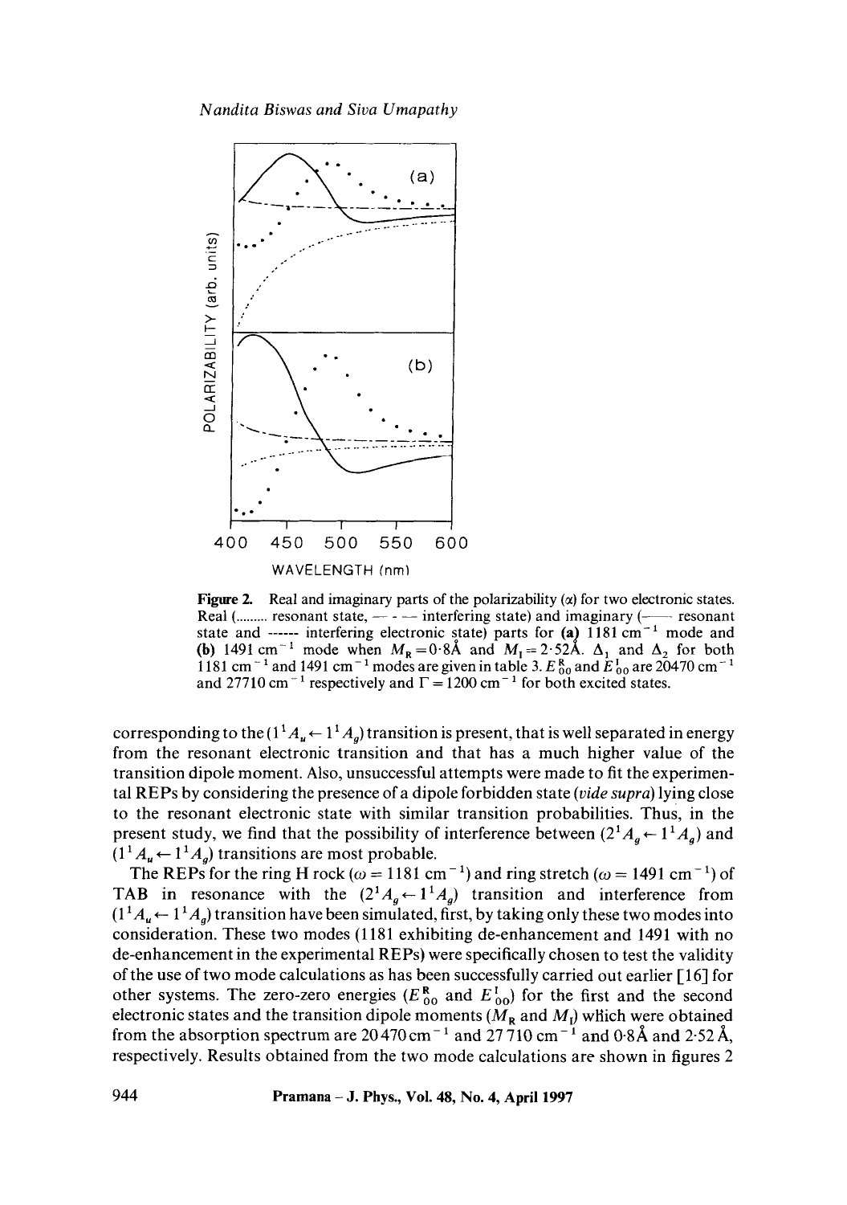**Figure 2.** Real and imaginary parts of the polarizability ($\alpha$) for two electronic states. Real (......... resonant state, — - — interfering state) and imaginary (—— resonant state and ------ interfering electronic state) parts for **(a)** 1181 cm$^{-1}$ mode and **(b)** 1491 cm$^{-1}$ mode when $M_R = 0{\cdot}8$Å and $M_I = 2{\cdot}52$Å. $\Delta_1$ and $\Delta_2$ for both 1181 cm$^{-1}$ and 1491 cm$^{-1}$ modes are given in table 3. $E_{00}^{R}$ and $E_{00}^{I}$ are 20470 cm$^{-1}$ and 27710 cm$^{-1}$ respectively and $\Gamma = 1200$ cm$^{-1}$ for both excited states.

corresponding to the ($1^1A_u \leftarrow 1^1A_g$) transition is present, that is well separated in energy from the resonant electronic transition and that has a much higher value of the transition dipole moment. Also, unsuccessful attempts were made to fit the experimental REPs by considering the presence of a dipole forbidden state (*vide supra*) lying close to the resonant electronic state with similar transition probabilities. Thus, in the present study, we find that the possibility of interference between ($2^1A_g \leftarrow 1^1A_g$) and ($1^1A_u \leftarrow 1^1A_g$) transitions are most probable.

The REPs for the ring H rock ($\omega = 1181$ cm$^{-1}$) and ring stretch ($\omega = 1491$ cm$^{-1}$) of TAB in resonance with the ($2^1A_g \leftarrow 1^1A_g$) transition and interference from ($1^1A_u \leftarrow 1^1A_g$) transition have been simulated, first, by taking only these two modes into consideration. These two modes (1181 exhibiting de-enhancement and 1491 with no de-enhancement in the experimental REPs) were specifically chosen to test the validity of the use of two mode calculations as has been successfully carried out earlier [16] for other systems. The zero-zero energies ($E_{00}^{R}$ and $E_{00}^{I}$) for the first and the second electronic states and the transition dipole moments ($M_R$ and $M_I$) which were obtained from the absorption spectrum are 20470 cm$^{-1}$ and 27 710 cm$^{-1}$ and 0·8 Å and 2·52 Å, respectively. Results obtained from the two mode calculations are shown in figures 2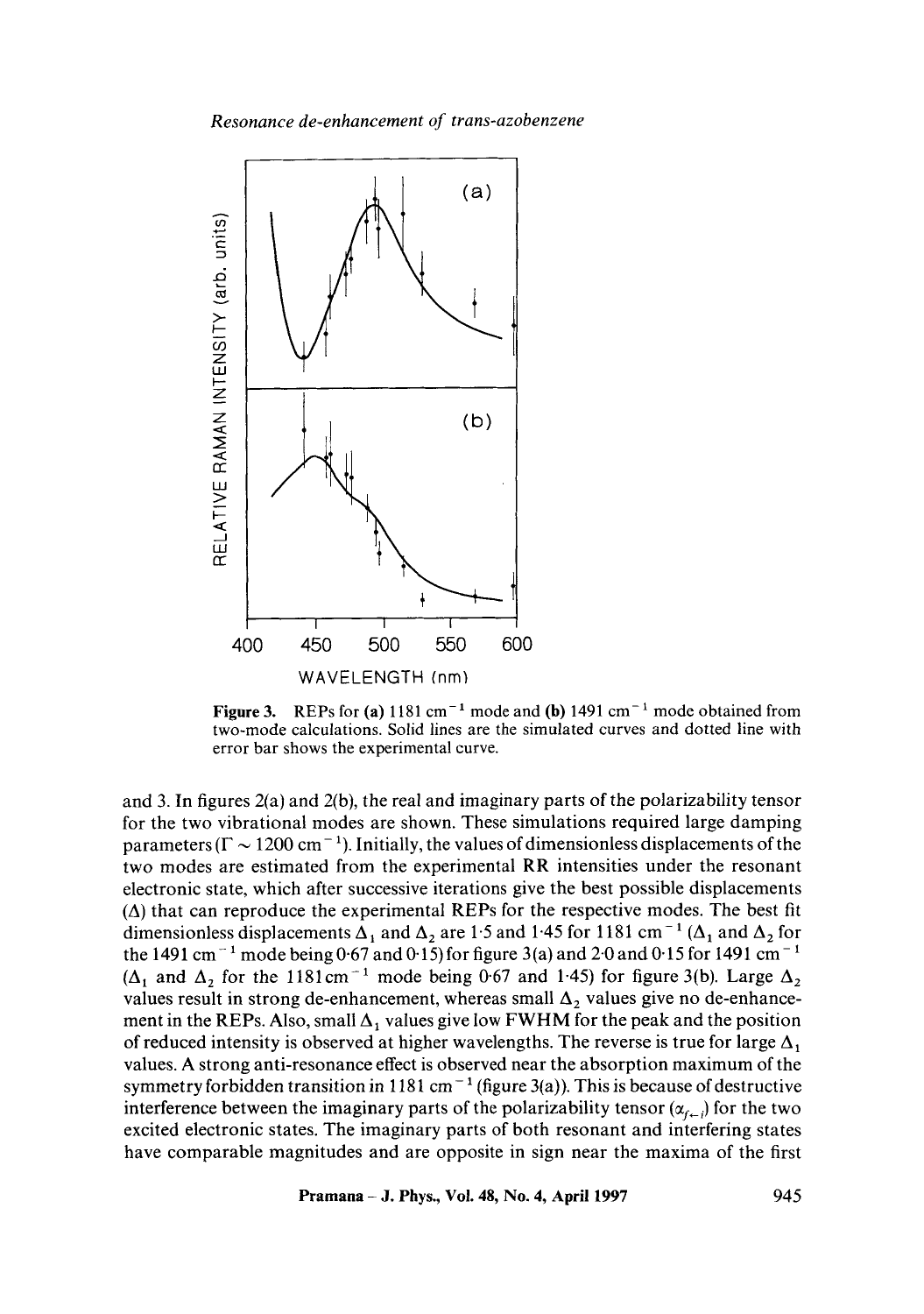Figure 3. REPs for (a) 1181 $cm^{-1}$ mode and (b) 1491 $cm^{-1}$ mode obtained from two-mode calculations. Solid lines are the simulated curves and dotted line with error bar shows the experimental curve.

and 3. In figures 2(a) and 2(b), the real and imaginary parts of the polarizability tensor for the two vibrational modes are shown. These simulations required large damping parameters ($\Gamma \sim 1200\ cm^{-1}$). Initially, the values of dimensionless displacements of the two modes are estimated from the experimental RR intensities under the resonant electronic state, which after successive iterations give the best possible displacements ($\Delta$) that can reproduce the experimental REPs for the respective modes. The best fit dimensionless displacements $\Delta_1$ and $\Delta_2$ are 1·5 and 1·45 for 1181 $cm^{-1}$ ($\Delta_1$ and $\Delta_2$ for the 1491 $cm^{-1}$ mode being 0·67 and 0·15) for figure 3(a) and 2·0 and 0·15 for 1491 $cm^{-1}$ ($\Delta_1$ and $\Delta_2$ for the 1181 $cm^{-1}$ mode being 0·67 and 1·45) for figure 3(b). Large $\Delta_2$ values result in strong de-enhancement, whereas small $\Delta_2$ values give no de-enhancement in the REPs. Also, small $\Delta_1$ values give low FWHM for the peak and the position of reduced intensity is observed at higher wavelengths. The reverse is true for large $\Delta_1$ values. A strong anti-resonance effect is observed near the absorption maximum of the symmetry forbidden transition in 1181 $cm^{-1}$ (figure 3(a)). This is because of destructive interference between the imaginary parts of the polarizability tensor ($\alpha_{f \leftarrow i}$) for the two excited electronic states. The imaginary parts of both resonant and interfering states have comparable magnitudes and are opposite in sign near the maxima of the first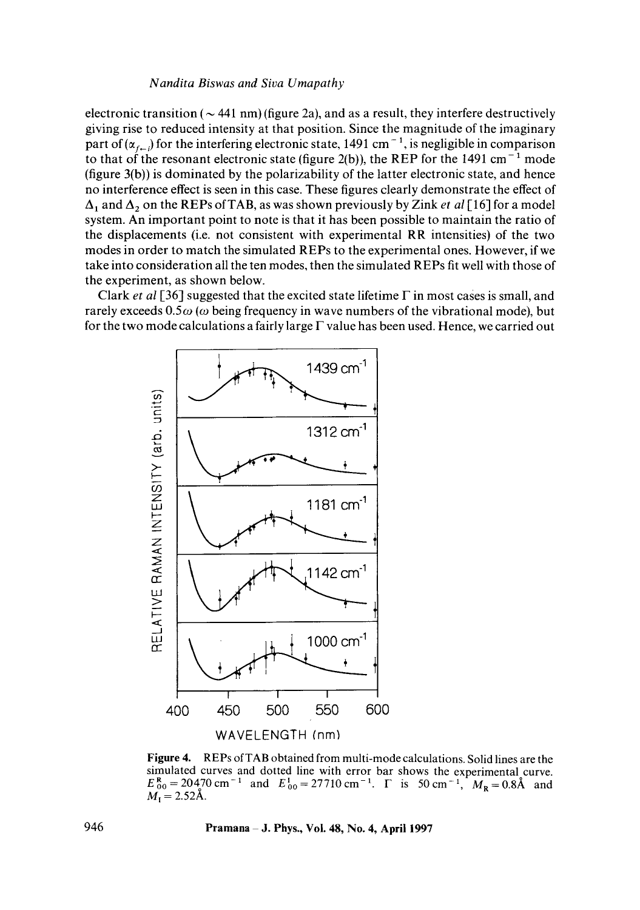electronic transition ($\sim$ 441 nm) (figure 2a), and as a result, they interfere destructively giving rise to reduced intensity at that position. Since the magnitude of the imaginary part of $(\alpha_{f\leftarrow i})$ for the interfering electronic state, 1491 cm$^{-1}$, is negligible in comparison to that of the resonant electronic state (figure 2(b)), the REP for the 1491 cm$^{-1}$ mode (figure 3(b)) is dominated by the polarizability of the latter electronic state, and hence no interference effect is seen in this case. These figures clearly demonstrate the effect of $\Delta_1$ and $\Delta_2$ on the REPs of TAB, as was shown previously by Zink *et al* [16] for a model system. An important point to note is that it has been possible to maintain the ratio of the displacements (i.e. not consistent with experimental RR intensities) of the two modes in order to match the simulated REPs to the experimental ones. However, if we take into consideration all the ten modes, then the simulated REPs fit well with those of the experiment, as shown below.

Clark *et al* [36] suggested that the excited state lifetime $\Gamma$ in most cases is small, and rarely exceeds $0.5\omega$ ($\omega$ being frequency in wave numbers of the vibrational mode), but for the two mode calculations a fairly large $\Gamma$ value has been used. Hence, we carried out

**Figure 4.** REPs of TAB obtained from multi-mode calculations. Solid lines are the simulated curves and dotted line with error bar shows the experimental curve. $E_{00}^{R} = 20470\ \text{cm}^{-1}$ and $E_{00}^{I} = 27710\ \text{cm}^{-1}$. $\Gamma$ is $50\ \text{cm}^{-1}$, $M_R = 0.8\text{Å}$ and $M_I = 2.52\text{Å}$.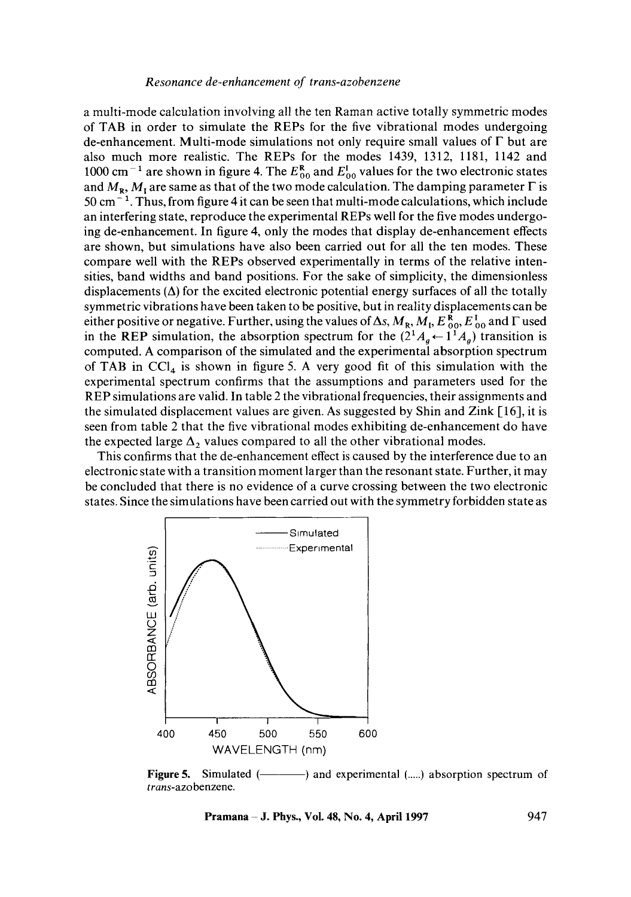a multi-mode calculation involving all the ten Raman active totally symmetric modes of TAB in order to simulate the REPs for the five vibrational modes undergoing de-enhancement. Multi-mode simulations not only require small values of $\Gamma$ but are also much more realistic. The REPs for the modes 1439, 1312, 1181, 1142 and 1000 $cm^{-1}$ are shown in figure 4. The $E_{00}^{R}$ and $E_{00}^{I}$ values for the two electronic states and $M_R$, $M_I$ are same as that of the two mode calculation. The damping parameter $\Gamma$ is 50 $cm^{-1}$. Thus, from figure 4 it can be seen that multi-mode calculations, which include an interfering state, reproduce the experimental REPs well for the five modes undergoing de-enhancement. In figure 4, only the modes that display de-enhancement effects are shown, but simulations have also been carried out for all the ten modes. These compare well with the REPs observed experimentally in terms of the relative intensities, band widths and band positions. For the sake of simplicity, the dimensionless displacements ($\Delta$) for the excited electronic potential energy surfaces of all the totally symmetric vibrations have been taken to be positive, but in reality displacements can be either positive or negative. Further, using the values of $\Delta$s, $M_R$, $M_I$, $E_{00}^{R}$, $E_{00}^{I}$ and $\Gamma$ used in the REP simulation, the absorption spectrum for the $(2^1A_g \leftarrow 1^1A_g)$ transition is computed. A comparison of the simulated and the experimental absorption spectrum of TAB in $CCl_4$ is shown in figure 5. A very good fit of this simulation with the experimental spectrum confirms that the assumptions and parameters used for the REP simulations are valid. In table 2 the vibrational frequencies, their assignments and the simulated displacement values are given. As suggested by Shin and Zink [16], it is seen from table 2 that the five vibrational modes exhibiting de-enhancement do have the expected large $\Delta_2$ values compared to all the other vibrational modes.

This confirms that the de-enhancement effect is caused by the interference due to an electronic state with a transition moment larger than the resonant state. Further, it may be concluded that there is no evidence of a curve crossing between the two electronic states. Since the simulations have been carried out with the symmetry forbidden state as

**Figure 5.** Simulated (————) and experimental (.....) absorption spectrum of *trans*-azobenzene.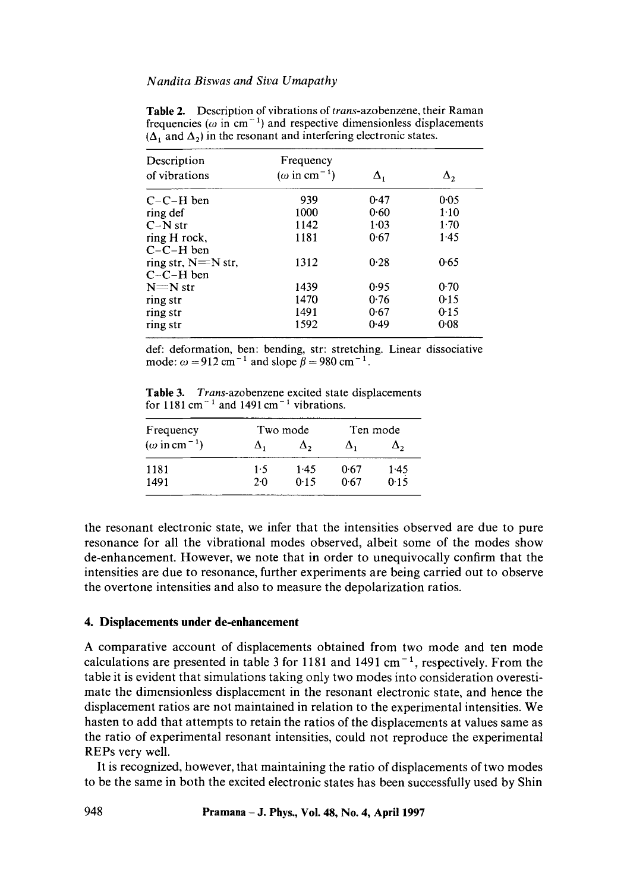**Table 2.** Description of vibrations of *trans*-azobenzene, their Raman frequencies ($\omega$ in $cm^{-1}$) and respective dimensionless displacements ($\Delta_1$ and $\Delta_2$) in the resonant and interfering electronic states.

| Description of vibrations | Frequency ($\omega$ in $cm^{-1}$) | $\Delta_1$ | $\Delta_2$ |
|---|---|---|---|
| C–C–H ben | 939 | 0·47 | 0·05 |
| ring def | 1000 | 0·60 | 1·10 |
| C–N str | 1142 | 1·03 | 1·70 |
| ring H rock, C–C–H ben | 1181 | 0·67 | 1·45 |
| ring str, N=N str, C–C–H ben | 1312 | 0·28 | 0·65 |
| N=N str | 1439 | 0·95 | 0·70 |
| ring str | 1470 | 0·76 | 0·15 |
| ring str | 1491 | 0·67 | 0·15 |
| ring str | 1592 | 0·49 | 0·08 |

def: deformation, ben: bending, str: stretching. Linear dissociative mode: $\omega = 912\ cm^{-1}$ and slope $\beta = 980\ cm^{-1}$.

**Table 3.** *Trans*-azobenzene excited state displacements for $1181\ cm^{-1}$ and $1491\ cm^{-1}$ vibrations.

| Frequency ($\omega$ in $cm^{-1}$) | Two mode | | Ten mode | |
|---|---|---|---|---|
| | $\Delta_1$ | $\Delta_2$ | $\Delta_1$ | $\Delta_2$ |
| 1181 | 1·5 | 1·45 | 0·67 | 1·45 |
| 1491 | 2·0 | 0·15 | 0·67 | 0·15 |

the resonant electronic state, we infer that the intensities observed are due to pure resonance for all the vibrational modes observed, albeit some of the modes show de-enhancement. However, we note that in order to unequivocally confirm that the intensities are due to resonance, further experiments are being carried out to observe the overtone intensities and also to measure the depolarization ratios.

## 4. Displacements under de-enhancement

A comparative account of displacements obtained from two mode and ten mode calculations are presented in table 3 for 1181 and $1491\ cm^{-1}$, respectively. From the table it is evident that simulations taking only two modes into consideration overestimate the dimensionless displacement in the resonant electronic state, and hence the displacement ratios are not maintained in relation to the experimental intensities. We hasten to add that attempts to retain the ratios of the displacements at values same as the ratio of experimental resonant intensities, could not reproduce the experimental REPs very well.

It is recognized, however, that maintaining the ratio of displacements of two modes to be the same in both the excited electronic states has been successfully used by Shin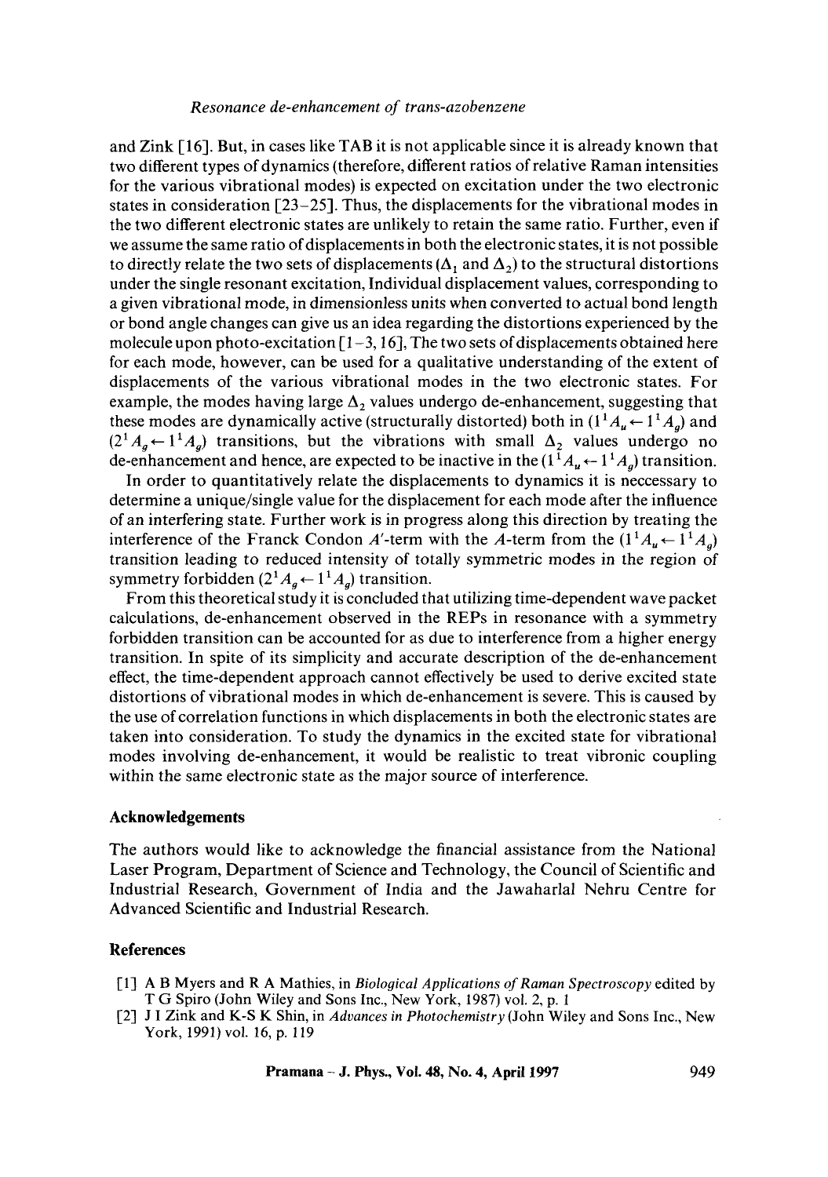and Zink [16]. But, in cases like TAB it is not applicable since it is already known that two different types of dynamics (therefore, different ratios of relative Raman intensities for the various vibrational modes) is expected on excitation under the two electronic states in consideration [23–25]. Thus, the displacements for the vibrational modes in the two different electronic states are unlikely to retain the same ratio. Further, even if we assume the same ratio of displacements in both the electronic states, it is not possible to directly relate the two sets of displacements ($\Delta_1$ and $\Delta_2$) to the structural distortions under the single resonant excitation, Individual displacement values, corresponding to a given vibrational mode, in dimensionless units when converted to actual bond length or bond angle changes can give us an idea regarding the distortions experienced by the molecule upon photo-excitation [1–3, 16], The two sets of displacements obtained here for each mode, however, can be used for a qualitative understanding of the extent of displacements of the various vibrational modes in the two electronic states. For example, the modes having large $\Delta_2$ values undergo de-enhancement, suggesting that these modes are dynamically active (structurally distorted) both in $(1^1A_u \leftarrow 1^1A_g)$ and $(2^1A_g \leftarrow 1^1A_g)$ transitions, but the vibrations with small $\Delta_2$ values undergo no de-enhancement and hence, are expected to be inactive in the $(1^1A_u \leftarrow 1^1A_g)$ transition.

In order to quantitatively relate the displacements to dynamics it is neccessary to determine a unique/single value for the displacement for each mode after the influence of an interfering state. Further work is in progress along this direction by treating the interference of the Franck Condon $A'$-term with the $A$-term from the $(1^1A_u \leftarrow 1^1A_g)$ transition leading to reduced intensity of totally symmetric modes in the region of symmetry forbidden $(2^1A_g \leftarrow 1^1A_g)$ transition.

From this theoretical study it is concluded that utilizing time-dependent wave packet calculations, de-enhancement observed in the REPs in resonance with a symmetry forbidden transition can be accounted for as due to interference from a higher energy transition. In spite of its simplicity and accurate description of the de-enhancement effect, the time-dependent approach cannot effectively be used to derive excited state distortions of vibrational modes in which de-enhancement is severe. This is caused by the use of correlation functions in which displacements in both the electronic states are taken into consideration. To study the dynamics in the excited state for vibrational modes involving de-enhancement, it would be realistic to treat vibronic coupling within the same electronic state as the major source of interference.

## Acknowledgements

The authors would like to acknowledge the financial assistance from the National Laser Program, Department of Science and Technology, the Council of Scientific and Industrial Research, Government of India and the Jawaharlal Nehru Centre for Advanced Scientific and Industrial Research.

## References

[1] A B Myers and R A Mathies, in *Biological Applications of Raman Spectroscopy* edited by T G Spiro (John Wiley and Sons Inc., New York, 1987) vol. 2, p. 1

[2] J I Zink and K-S K Shin, in *Advances in Photochemistry* (John Wiley and Sons Inc., New York, 1991) vol. 16, p. 119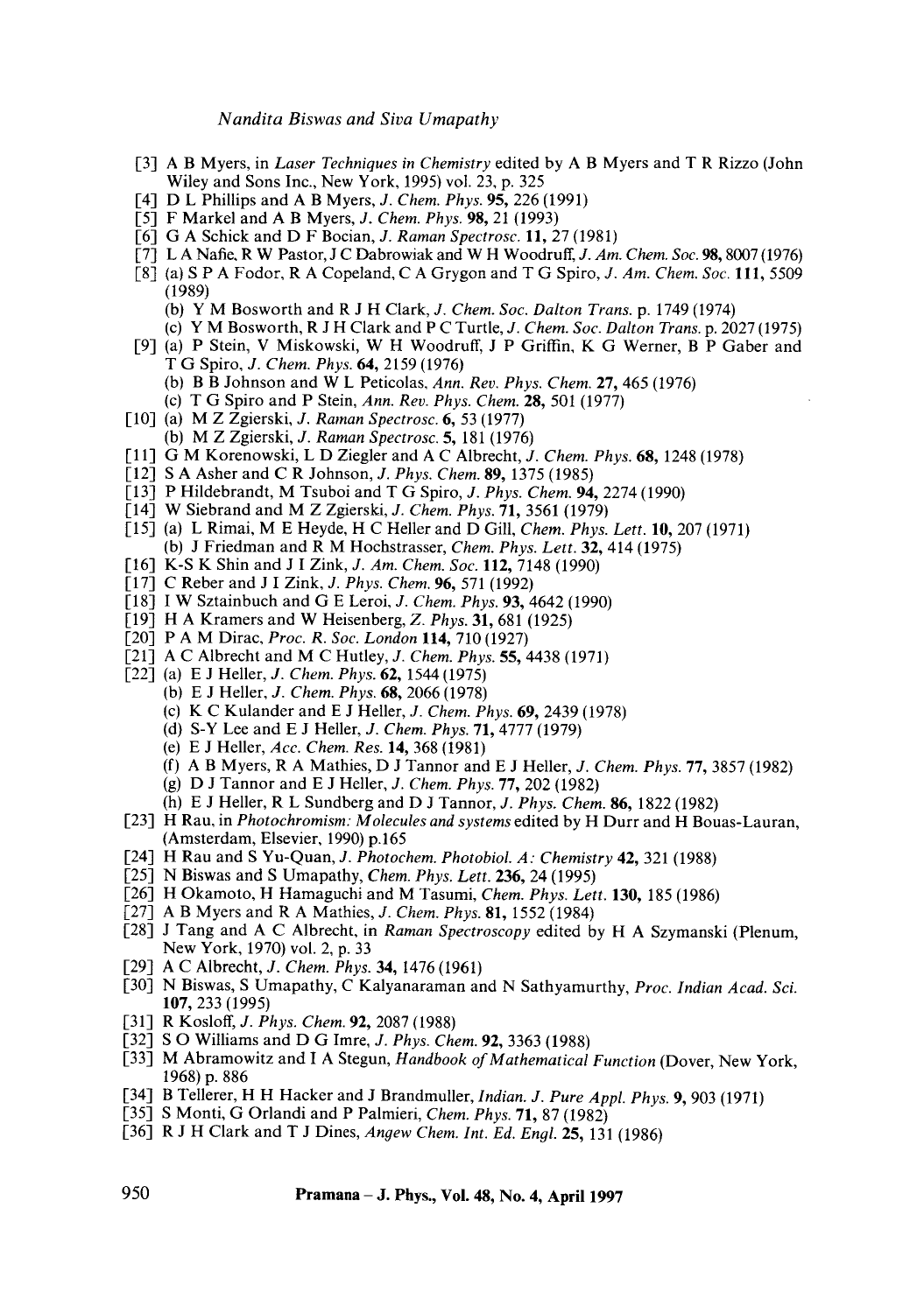- [3] A B Myers, in *Laser Techniques in Chemistry* edited by A B Myers and T R Rizzo (John Wiley and Sons Inc., New York, 1995) vol. 23, p. 325
- [4] D L Phillips and A B Myers, *J. Chem. Phys.* **95**, 226 (1991)
- [5] F Markel and A B Myers, *J. Chem. Phys.* **98**, 21 (1993)
- [6] G A Schick and D F Bocian, *J. Raman Spectrosc.* **11**, 27 (1981)
- [7] L A Nafie, R W Pastor, J C Dabrowiak and W H Woodruff, *J. Am. Chem. Soc.* **98**, 8007 (1976)
- [8] (a) S P A Fodor, R A Copeland, C A Grygon and T G Spiro, *J. Am. Chem. Soc.* **111**, 5509 (1989)
  (b) Y M Bosworth and R J H Clark, *J. Chem. Soc. Dalton Trans.* p. 1749 (1974)
  (c) Y M Bosworth, R J H Clark and P C Turtle, *J. Chem. Soc. Dalton Trans.* p. 2027 (1975)
- [9] (a) P Stein, V Miskowski, W H Woodruff, J P Griffin, K G Werner, B P Gaber and T G Spiro, *J. Chem. Phys.* **64**, 2159 (1976)
  (b) B B Johnson and W L Peticolas, *Ann. Rev. Phys. Chem.* **27**, 465 (1976)
  (c) T G Spiro and P Stein, *Ann. Rev. Phys. Chem.* **28**, 501 (1977)
- [10] (a) M Z Zgierski, *J. Raman Spectrosc.* **6**, 53 (1977)
  (b) M Z Zgierski, *J. Raman Spectrosc.* **5**, 181 (1976)
- [11] G M Korenowski, L D Ziegler and A C Albrecht, *J. Chem. Phys.* **68**, 1248 (1978)
- [12] S A Asher and C R Johnson, *J. Phys. Chem.* **89**, 1375 (1985)
- [13] P Hildebrandt, M Tsuboi and T G Spiro, *J. Phys. Chem.* **94**, 2274 (1990)
- [14] W Siebrand and M Z Zgierski, *J. Chem. Phys.* **71**, 3561 (1979)
- [15] (a) L Rimai, M E Heyde, H C Heller and D Gill, *Chem. Phys. Lett.* **10**, 207 (1971)
  (b) J Friedman and R M Hochstrasser, *Chem. Phys. Lett.* **32**, 414 (1975)
- [16] K-S K Shin and J I Zink, *J. Am. Chem. Soc.* **112**, 7148 (1990)
- [17] C Reber and J I Zink, *J. Phys. Chem.* **96**, 571 (1992)
- [18] I W Sztainbuch and G E Leroi, *J. Chem. Phys.* **93**, 4642 (1990)
- [19] H A Kramers and W Heisenberg, *Z. Phys.* **31**, 681 (1925)
- [20] P A M Dirac, *Proc. R. Soc. London* **114**, 710 (1927)
- [21] A C Albrecht and M C Hutley, *J. Chem. Phys.* **55**, 4438 (1971)
- [22] (a) E J Heller, *J. Chem. Phys.* **62**, 1544 (1975)
  (b) E J Heller, *J. Chem. Phys.* **68**, 2066 (1978)
  (c) K C Kulander and E J Heller, *J. Chem. Phys.* **69**, 2439 (1978)
  (d) S-Y Lee and E J Heller, *J. Chem. Phys.* **71**, 4777 (1979)
  (e) E J Heller, *Acc. Chem. Res.* **14**, 368 (1981)
  (f) A B Myers, R A Mathies, D J Tannor and E J Heller, *J. Chem. Phys.* **77**, 3857 (1982)
  (g) D J Tannor and E J Heller, *J. Chem. Phys.* **77**, 202 (1982)
  (h) E J Heller, R L Sundberg and D J Tannor, *J. Phys. Chem.* **86**, 1822 (1982)
- [23] H Rau, in *Photochromism: Molecules and systems* edited by H Durr and H Bouas-Lauran, (Amsterdam, Elsevier, 1990) p.165
- [24] H Rau and S Yu-Quan, *J. Photochem. Photobiol. A: Chemistry* **42**, 321 (1988)
- [25] N Biswas and S Umapathy, *Chem. Phys. Lett.* **236**, 24 (1995)
- [26] H Okamoto, H Hamaguchi and M Tasumi, *Chem. Phys. Lett.* **130**, 185 (1986)
- [27] A B Myers and R A Mathies, *J. Chem. Phys.* **81**, 1552 (1984)
- [28] J Tang and A C Albrecht, in *Raman Spectroscopy* edited by H A Szymanski (Plenum, New York, 1970) vol. 2, p. 33
- [29] A C Albrecht, *J. Chem. Phys.* **34**, 1476 (1961)
- [30] N Biswas, S Umapathy, C Kalyanaraman and N Sathyamurthy, *Proc. Indian Acad. Sci.* **107**, 233 (1995)
- [31] R Kosloff, *J. Phys. Chem.* **92**, 2087 (1988)
- [32] S O Williams and D G Imre, *J. Phys. Chem.* **92**, 3363 (1988)
- [33] M Abramowitz and I A Stegun, *Handbook of Mathematical Function* (Dover, New York, 1968) p. 886
- [34] B Tellerer, H H Hacker and J Brandmuller, *Indian. J. Pure Appl. Phys.* **9**, 903 (1971)
- [35] S Monti, G Orlandi and P Palmieri, *Chem. Phys.* **71**, 87 (1982)
- [36] R J H Clark and T J Dines, *Angew Chem. Int. Ed. Engl.* **25**, 131 (1986)